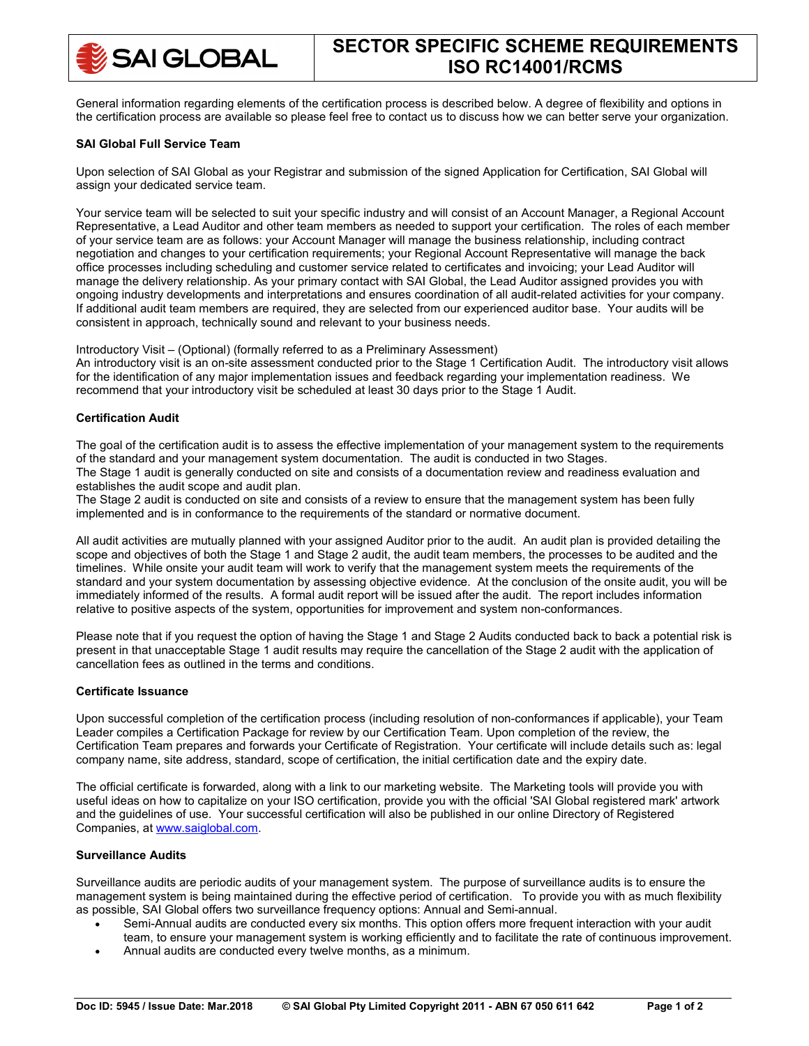# SECTOR SPECIFIC SCHEME REQUIREMENTS ISO RC14001/RCMS

General information regarding elements of the certification process is described below. A degree of flexibility and options in the certification process are available so please feel free to contact us to discuss how we can better serve your organization.

**SAI Global Full Service Team**

Upon selection of SAI Global as your Registrar and submission of the signed Application for Certification, SAI Global will assign your dedicated service team.

Your service team will be selected to suit your specific industry and will consist of an Account Manager, a Regional Account Representative, a Lead Auditor and other team members as needed to support your certification. The roles of each member of your service team are as follows: your Account Manager will manage the business relationship, including contract negotiation and changes to your certification requirements; your Regional Account Representative will manage the back office processes including scheduling and customer service related to certificates and invoicing; your Lead Auditor will manage the delivery relationship. As your primary contact with SAI Global, the Lead Auditor assigned provides you with ongoing industry developments and interpretations and ensures coordination of all audit-related activities for your company. If additional audit team members are required, they are selected from our experienced auditor base. Your audits will be consistent in approach, technically sound and relevant to your business needs.

Introductory Visit – (Optional) (formally referred to as a Preliminary Assessment)
An introductory visit is an on-site assessment conducted prior to the Stage 1 Certification Audit. The introductory visit allows for the identification of any major implementation issues and feedback regarding your implementation readiness. We recommend that your introductory visit be scheduled at least 30 days prior to the Stage 1 Audit.

**Certification Audit**

The goal of the certification audit is to assess the effective implementation of your management system to the requirements of the standard and your management system documentation. The audit is conducted in two Stages.
The Stage 1 audit is generally conducted on site and consists of a documentation review and readiness evaluation and establishes the audit scope and audit plan.
The Stage 2 audit is conducted on site and consists of a review to ensure that the management system has been fully implemented and is in conformance to the requirements of the standard or normative document.

All audit activities are mutually planned with your assigned Auditor prior to the audit. An audit plan is provided detailing the scope and objectives of both the Stage 1 and Stage 2 audit, the audit team members, the processes to be audited and the timelines. While onsite your audit team will work to verify that the management system meets the requirements of the standard and your system documentation by assessing objective evidence. At the conclusion of the onsite audit, you will be immediately informed of the results. A formal audit report will be issued after the audit. The report includes information relative to positive aspects of the system, opportunities for improvement and system non-conformances.

Please note that if you request the option of having the Stage 1 and Stage 2 Audits conducted back to back a potential risk is present in that unacceptable Stage 1 audit results may require the cancellation of the Stage 2 audit with the application of cancellation fees as outlined in the terms and conditions.

**Certificate Issuance**

Upon successful completion of the certification process (including resolution of non-conformances if applicable), your Team Leader compiles a Certification Package for review by our Certification Team. Upon completion of the review, the Certification Team prepares and forwards your Certificate of Registration. Your certificate will include details such as: legal company name, site address, standard, scope of certification, the initial certification date and the expiry date.

The official certificate is forwarded, along with a link to our marketing website. The Marketing tools will provide you with useful ideas on how to capitalize on your ISO certification, provide you with the official 'SAI Global registered mark' artwork and the guidelines of use. Your successful certification will also be published in our online Directory of Registered Companies, at www.saiglobal.com.

**Surveillance Audits**

Surveillance audits are periodic audits of your management system. The purpose of surveillance audits is to ensure the management system is being maintained during the effective period of certification. To provide you with as much flexibility as possible, SAI Global offers two surveillance frequency options: Annual and Semi-annual.

- Semi-Annual audits are conducted every six months. This option offers more frequent interaction with your audit team, to ensure your management system is working efficiently and to facilitate the rate of continuous improvement.
- Annual audits are conducted every twelve months, as a minimum.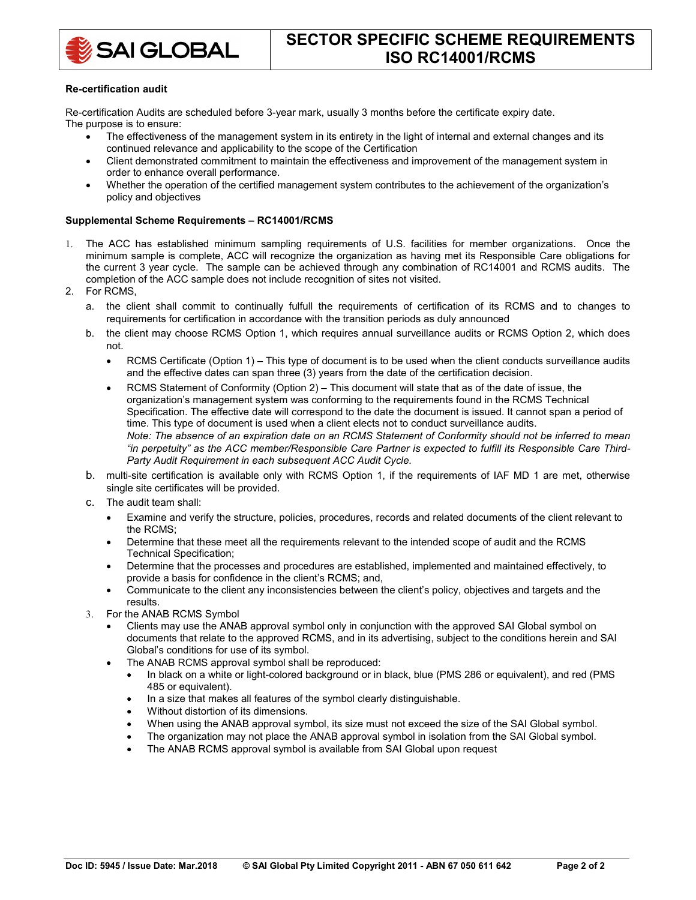**Re-certification audit**

Re-certification Audits are scheduled before 3-year mark, usually 3 months before the certificate expiry date.
The purpose is to ensure:

- The effectiveness of the management system in its entirety in the light of internal and external changes and its continued relevance and applicability to the scope of the Certification
- Client demonstrated commitment to maintain the effectiveness and improvement of the management system in order to enhance overall performance.
- Whether the operation of the certified management system contributes to the achievement of the organization's policy and objectives

**Supplemental Scheme Requirements – RC14001/RCMS**

1. The ACC has established minimum sampling requirements of U.S. facilities for member organizations. Once the minimum sample is complete, ACC will recognize the organization as having met its Responsible Care obligations for the current 3 year cycle. The sample can be achieved through any combination of RC14001 and RCMS audits. The completion of the ACC sample does not include recognition of sites not visited.
2. For RCMS,
   a. the client shall commit to continually fulfull the requirements of certification of its RCMS and to changes to requirements for certification in accordance with the transition periods as duly announced
   b. the client may choose RCMS Option 1, which requires annual surveillance audits or RCMS Option 2, which does not.
      - RCMS Certificate (Option 1) – This type of document is to be used when the client conducts surveillance audits and the effective dates can span three (3) years from the date of the certification decision.
      - RCMS Statement of Conformity (Option 2) – This document will state that as of the date of issue, the organization's management system was conforming to the requirements found in the RCMS Technical Specification. The effective date will correspond to the date the document is issued. It cannot span a period of time. This type of document is used when a client elects not to conduct surveillance audits.
        *Note: The absence of an expiration date on an RCMS Statement of Conformity should not be inferred to mean "in perpetuity" as the ACC member/Responsible Care Partner is expected to fulfill its Responsible Care Third-Party Audit Requirement in each subsequent ACC Audit Cycle.*

   b. multi-site certification is available only with RCMS Option 1, if the requirements of IAF MD 1 are met, otherwise single site certificates will be provided.
   c. The audit team shall:
      - Examine and verify the structure, policies, procedures, records and related documents of the client relevant to the RCMS;
      - Determine that these meet all the requirements relevant to the intended scope of audit and the RCMS Technical Specification;
      - Determine that the processes and procedures are established, implemented and maintained effectively, to provide a basis for confidence in the client's RCMS; and,
      - Communicate to the client any inconsistencies between the client's policy, objectives and targets and the results.
3. For the ANAB RCMS Symbol
   - Clients may use the ANAB approval symbol only in conjunction with the approved SAI Global symbol on documents that relate to the approved RCMS, and in its advertising, subject to the conditions herein and SAI Global's conditions for use of its symbol.
   - The ANAB RCMS approval symbol shall be reproduced:
     - In black on a white or light-colored background or in black, blue (PMS 286 or equivalent), and red (PMS 485 or equivalent).
     - In a size that makes all features of the symbol clearly distinguishable.
     - Without distortion of its dimensions.
     - When using the ANAB approval symbol, its size must not exceed the size of the SAI Global symbol.
     - The organization may not place the ANAB approval symbol in isolation from the SAI Global symbol.
     - The ANAB RCMS approval symbol is available from SAI Global upon request